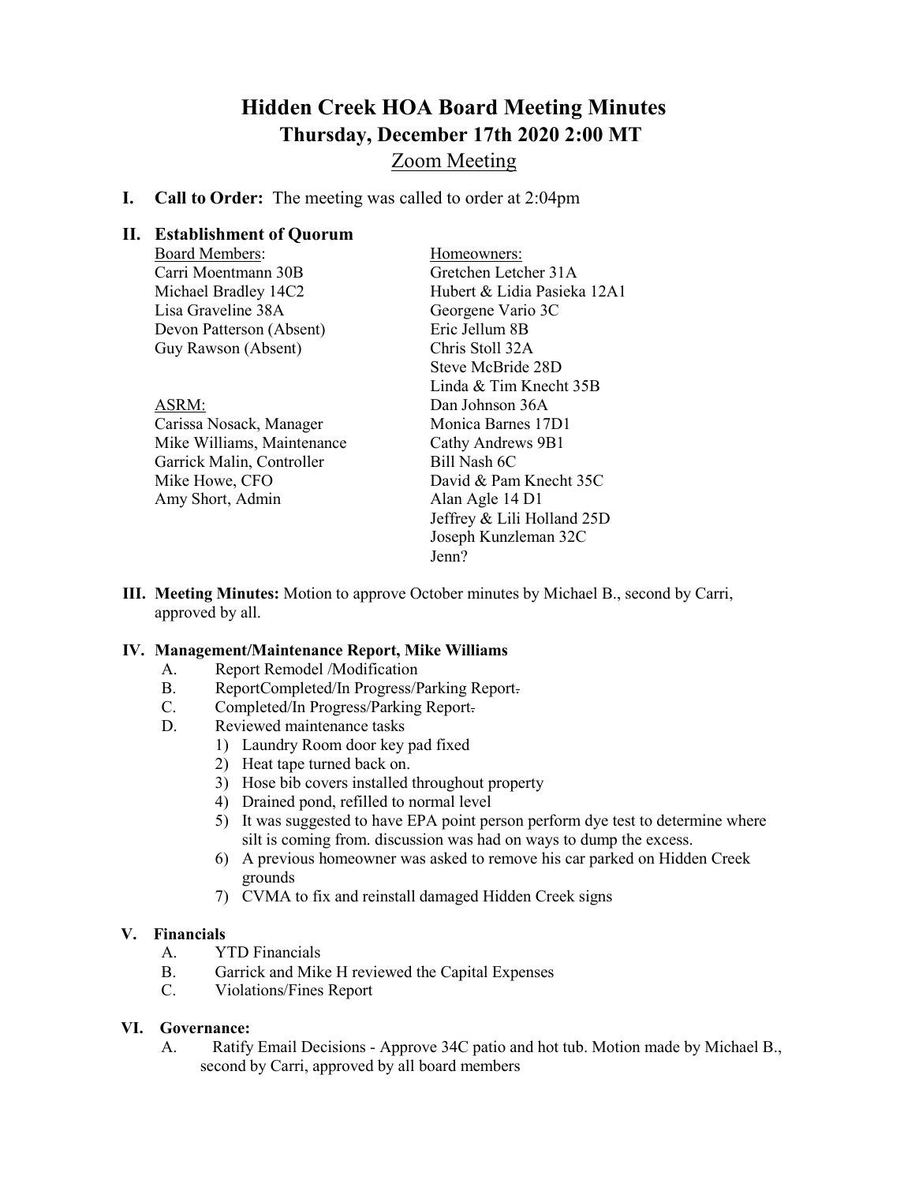# Hidden Creek HOA Board Meeting Minutes

## Thursday, December 17th 2020 2:00 MT

Zoom Meeting

**I. Call to Order:** The meeting was called to order at 2:04pm

**II. Establishment of Quorum**

Board Members:
Carri Moentmann 30B
Michael Bradley 14C2
Lisa Graveline 38A
Devon Patterson (Absent)
Guy Rawson (Absent)

ASRM:
Carissa Nosack, Manager
Mike Williams, Maintenance
Garrick Malin, Controller
Mike Howe, CFO
Amy Short, Admin

Homeowners:
Gretchen Letcher 31A
Hubert & Lidia Pasieka 12A1
Georgene Vario 3C
Eric Jellum 8B
Chris Stoll 32A
Steve McBride 28D
Linda & Tim Knecht 35B
Dan Johnson 36A
Monica Barnes 17D1
Cathy Andrews 9B1
Bill Nash 6C
David & Pam Knecht 35C
Alan Agle 14 D1
Jeffrey & Lili Holland 25D
Joseph Kunzleman 32C
Jenn?

**III. Meeting Minutes:** Motion to approve October minutes by Michael B., second by Carri, approved by all.

**IV. Management/Maintenance Report, Mike Williams**

A. Report Remodel /Modification
B. ReportCompleted/In Progress/Parking Report.
C. Completed/In Progress/Parking Report.
D. Reviewed maintenance tasks
   1) Laundry Room door key pad fixed
   2) Heat tape turned back on.
   3) Hose bib covers installed throughout property
   4) Drained pond, refilled to normal level
   5) It was suggested to have EPA point person perform dye test to determine where silt is coming from. discussion was had on ways to dump the excess.
   6) A previous homeowner was asked to remove his car parked on Hidden Creek grounds
   7) CVMA to fix and reinstall damaged Hidden Creek signs

**V. Financials**

A. YTD Financials
B. Garrick and Mike H reviewed the Capital Expenses
C. Violations/Fines Report

**VI. Governance:**

A. Ratify Email Decisions - Approve 34C patio and hot tub. Motion made by Michael B., second by Carri, approved by all board members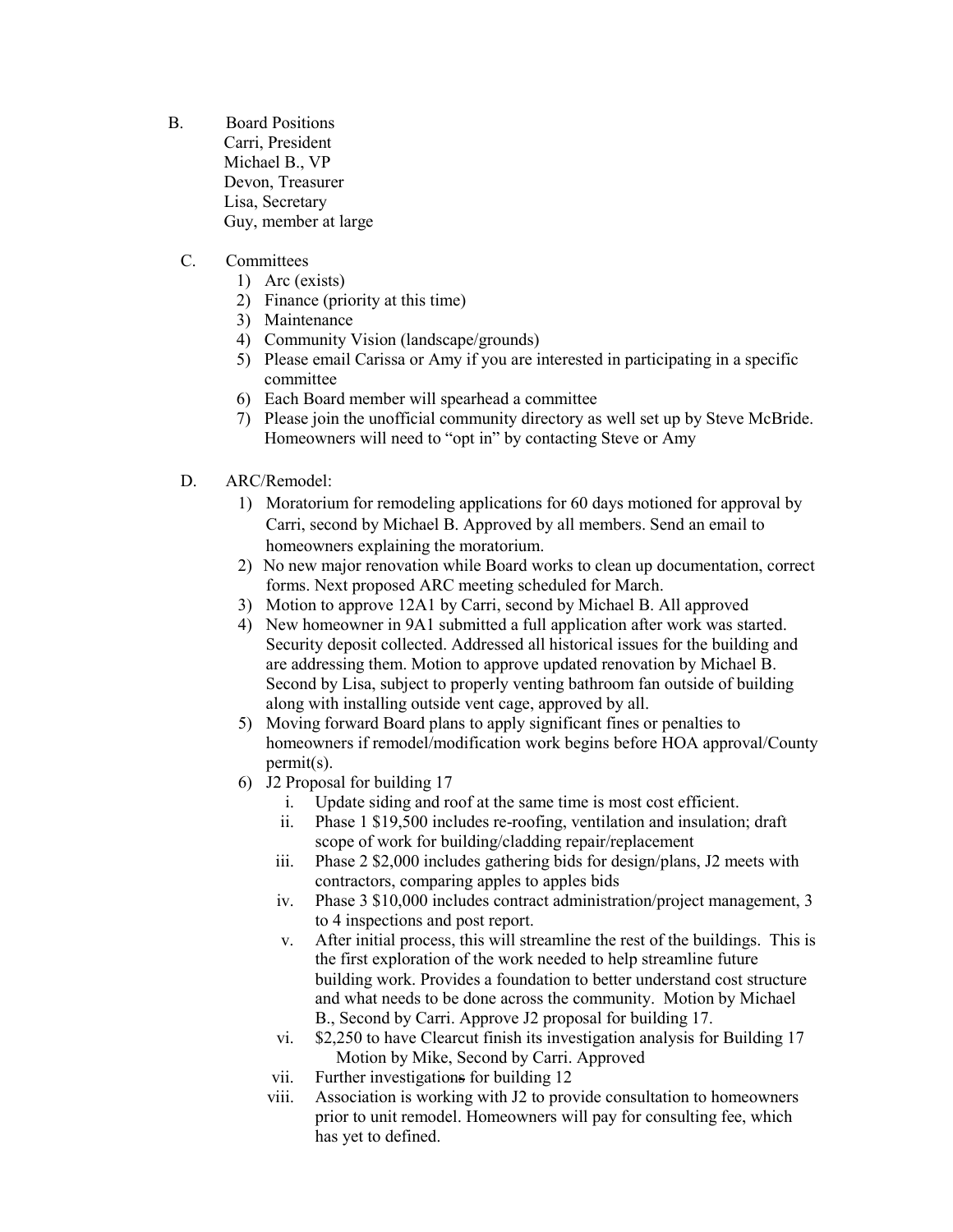B. Board Positions

Carri, President
Michael B., VP
Devon, Treasurer
Lisa, Secretary
Guy, member at large

C. Committees

1) Arc (exists)
2) Finance (priority at this time)
3) Maintenance
4) Community Vision (landscape/grounds)
5) Please email Carissa or Amy if you are interested in participating in a specific committee
6) Each Board member will spearhead a committee
7) Please join the unofficial community directory as well set up by Steve McBride. Homeowners will need to "opt in" by contacting Steve or Amy

D. ARC/Remodel:

1) Moratorium for remodeling applications for 60 days motioned for approval by Carri, second by Michael B. Approved by all members. Send an email to homeowners explaining the moratorium.
2) No new major renovation while Board works to clean up documentation, correct forms. Next proposed ARC meeting scheduled for March.
3) Motion to approve 12A1 by Carri, second by Michael B. All approved
4) New homeowner in 9A1 submitted a full application after work was started. Security deposit collected. Addressed all historical issues for the building and are addressing them. Motion to approve updated renovation by Michael B. Second by Lisa, subject to properly venting bathroom fan outside of building along with installing outside vent cage, approved by all.
5) Moving forward Board plans to apply significant fines or penalties to homeowners if remodel/modification work begins before HOA approval/County permit(s).
6) J2 Proposal for building 17
   i. Update siding and roof at the same time is most cost efficient.
   ii. Phase 1 $19,500 includes re-roofing, ventilation and insulation; draft scope of work for building/cladding repair/replacement
   iii. Phase 2 $2,000 includes gathering bids for design/plans, J2 meets with contractors, comparing apples to apples bids
   iv. Phase 3 $10,000 includes contract administration/project management, 3 to 4 inspections and post report.
   v. After initial process, this will streamline the rest of the buildings. This is the first exploration of the work needed to help streamline future building work. Provides a foundation to better understand cost structure and what needs to be done across the community. Motion by Michael B., Second by Carri. Approve J2 proposal for building 17.
   vi. $2,250 to have Clearcut finish its investigation analysis for Building 17 Motion by Mike, Second by Carri. Approved
   vii. Further investigation for building 12
   viii. Association is working with J2 to provide consultation to homeowners prior to unit remodel. Homeowners will pay for consulting fee, which has yet to defined.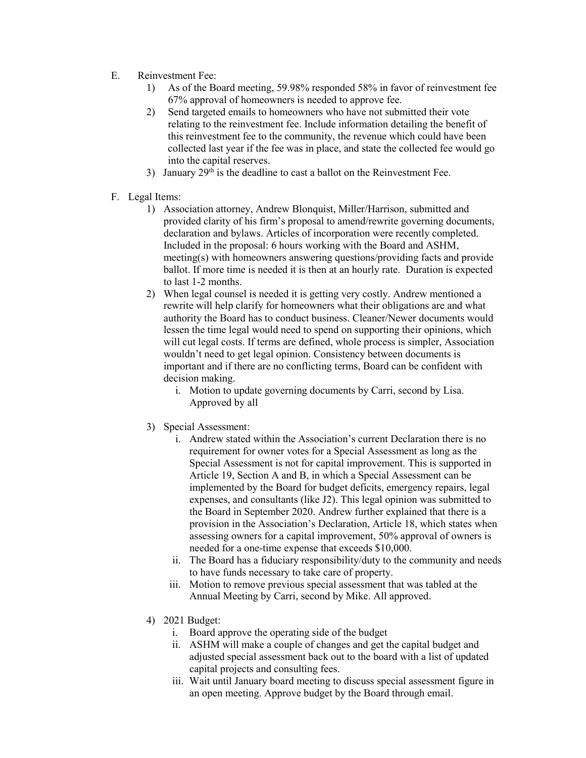E. Reinvestment Fee:

1) As of the Board meeting, 59.98% responded 58% in favor of reinvestment fee 67% approval of homeowners is needed to approve fee.
2) Send targeted emails to homeowners who have not submitted their vote relating to the reinvestment fee. Include information detailing the benefit of this reinvestment fee to the community, the revenue which could have been collected last year if the fee was in place, and state the collected fee would go into the capital reserves.
3) January 29th is the deadline to cast a ballot on the Reinvestment Fee.

F. Legal Items:

1) Association attorney, Andrew Blonquist, Miller/Harrison, submitted and provided clarity of his firm's proposal to amend/rewrite governing documents, declaration and bylaws. Articles of incorporation were recently completed. Included in the proposal: 6 hours working with the Board and ASHM, meeting(s) with homeowners answering questions/providing facts and provide ballot. If more time is needed it is then at an hourly rate. Duration is expected to last 1-2 months.
2) When legal counsel is needed it is getting very costly. Andrew mentioned a rewrite will help clarify for homeowners what their obligations are and what authority the Board has to conduct business. Cleaner/Newer documents would lessen the time legal would need to spend on supporting their opinions, which will cut legal costs. If terms are defined, whole process is simpler, Association wouldn't need to get legal opinion. Consistency between documents is important and if there are no conflicting terms, Board can be confident with decision making.
   i. Motion to update governing documents by Carri, second by Lisa. Approved by all
3) Special Assessment:
   i. Andrew stated within the Association's current Declaration there is no requirement for owner votes for a Special Assessment as long as the Special Assessment is not for capital improvement. This is supported in Article 19, Section A and B, in which a Special Assessment can be implemented by the Board for budget deficits, emergency repairs, legal expenses, and consultants (like J2). This legal opinion was submitted to the Board in September 2020. Andrew further explained that there is a provision in the Association's Declaration, Article 18, which states when assessing owners for a capital improvement, 50% approval of owners is needed for a one-time expense that exceeds $10,000.
   ii. The Board has a fiduciary responsibility/duty to the community and needs to have funds necessary to take care of property.
   iii. Motion to remove previous special assessment that was tabled at the Annual Meeting by Carri, second by Mike. All approved.
4) 2021 Budget:
   i. Board approve the operating side of the budget
   ii. ASHM will make a couple of changes and get the capital budget and adjusted special assessment back out to the board with a list of updated capital projects and consulting fees.
   iii. Wait until January board meeting to discuss special assessment figure in an open meeting. Approve budget by the Board through email.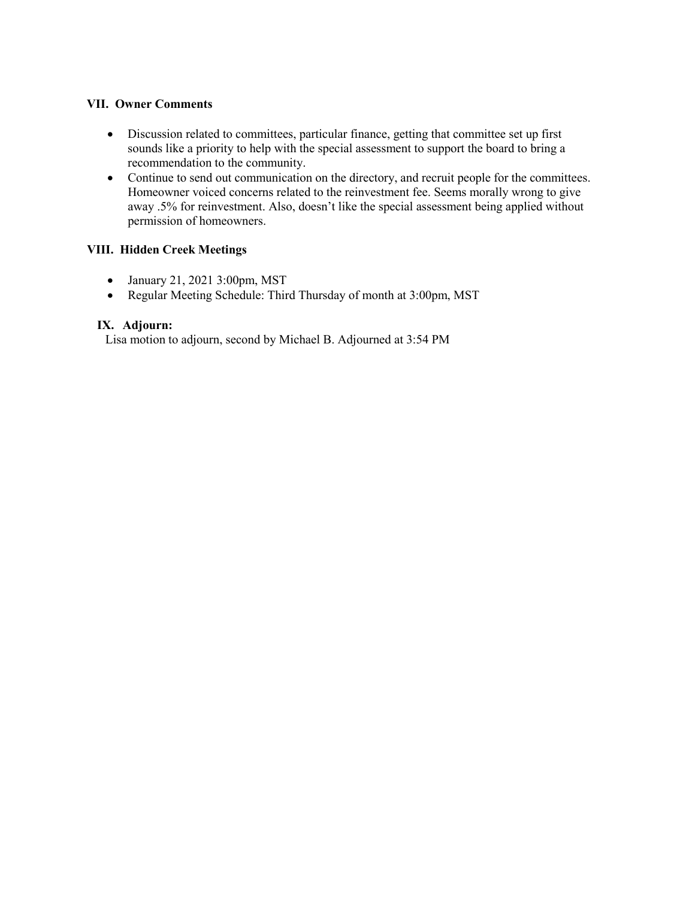### VII. Owner Comments

- Discussion related to committees, particular finance, getting that committee set up first sounds like a priority to help with the special assessment to support the board to bring a recommendation to the community.
- Continue to send out communication on the directory, and recruit people for the committees. Homeowner voiced concerns related to the reinvestment fee. Seems morally wrong to give away .5% for reinvestment. Also, doesn't like the special assessment being applied without permission of homeowners.

### VIII. Hidden Creek Meetings

- January 21, 2021 3:00pm, MST
- Regular Meeting Schedule: Third Thursday of month at 3:00pm, MST

### IX. Adjourn:

Lisa motion to adjourn, second by Michael B. Adjourned at 3:54 PM